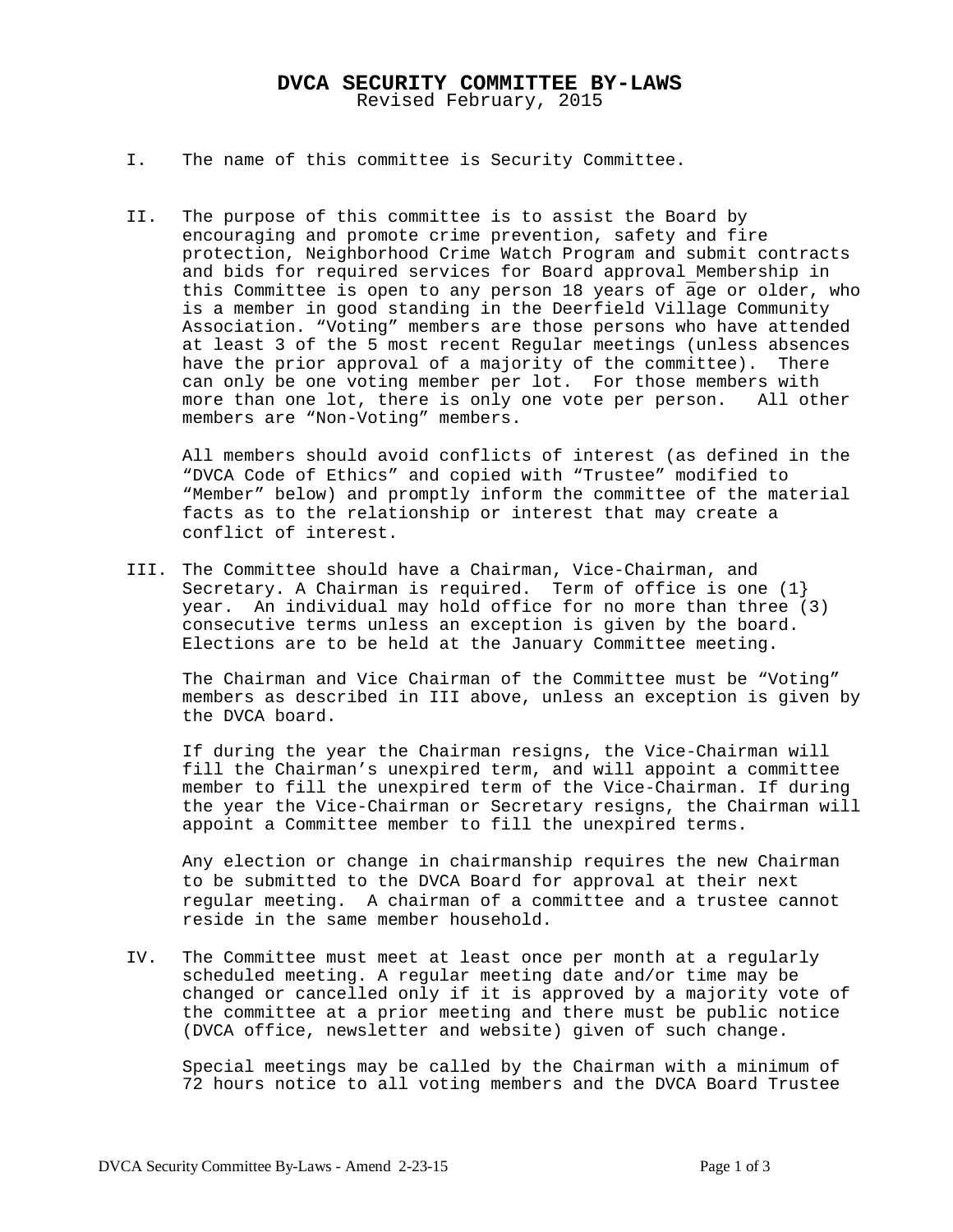# DVCA SECURITY COMMITTEE BY-LAWS

Revised February, 2015

I. The name of this committee is Security Committee.

II. The purpose of this committee is to assist the Board by encouraging and promote crime prevention, safety and fire protection, Neighborhood Crime Watch Program and submit contracts and bids for required services for Board approval Membership in this Committee is open to any person 18 years of age or older, who is a member in good standing in the Deerfield Village Community Association. "Voting" members are those persons who have attended at least 3 of the 5 most recent Regular meetings (unless absences have the prior approval of a majority of the committee). There can only be one voting member per lot. For those members with more than one lot, there is only one vote per person. All other members are "Non-Voting" members.

All members should avoid conflicts of interest (as defined in the "DVCA Code of Ethics" and copied with "Trustee" modified to "Member" below) and promptly inform the committee of the material facts as to the relationship or interest that may create a conflict of interest.

III. The Committee should have a Chairman, Vice-Chairman, and Secretary. A Chairman is required. Term of office is one (1} year. An individual may hold office for no more than three (3) consecutive terms unless an exception is given by the board. Elections are to be held at the January Committee meeting.

The Chairman and Vice Chairman of the Committee must be "Voting" members as described in III above, unless an exception is given by the DVCA board.

If during the year the Chairman resigns, the Vice-Chairman will fill the Chairman's unexpired term, and will appoint a committee member to fill the unexpired term of the Vice-Chairman. If during the year the Vice-Chairman or Secretary resigns, the Chairman will appoint a Committee member to fill the unexpired terms.

Any election or change in chairmanship requires the new Chairman to be submitted to the DVCA Board for approval at their next regular meeting. A chairman of a committee and a trustee cannot reside in the same member household.

IV. The Committee must meet at least once per month at a regularly scheduled meeting. A regular meeting date and/or time may be changed or cancelled only if it is approved by a majority vote of the committee at a prior meeting and there must be public notice (DVCA office, newsletter and website) given of such change.

Special meetings may be called by the Chairman with a minimum of 72 hours notice to all voting members and the DVCA Board Trustee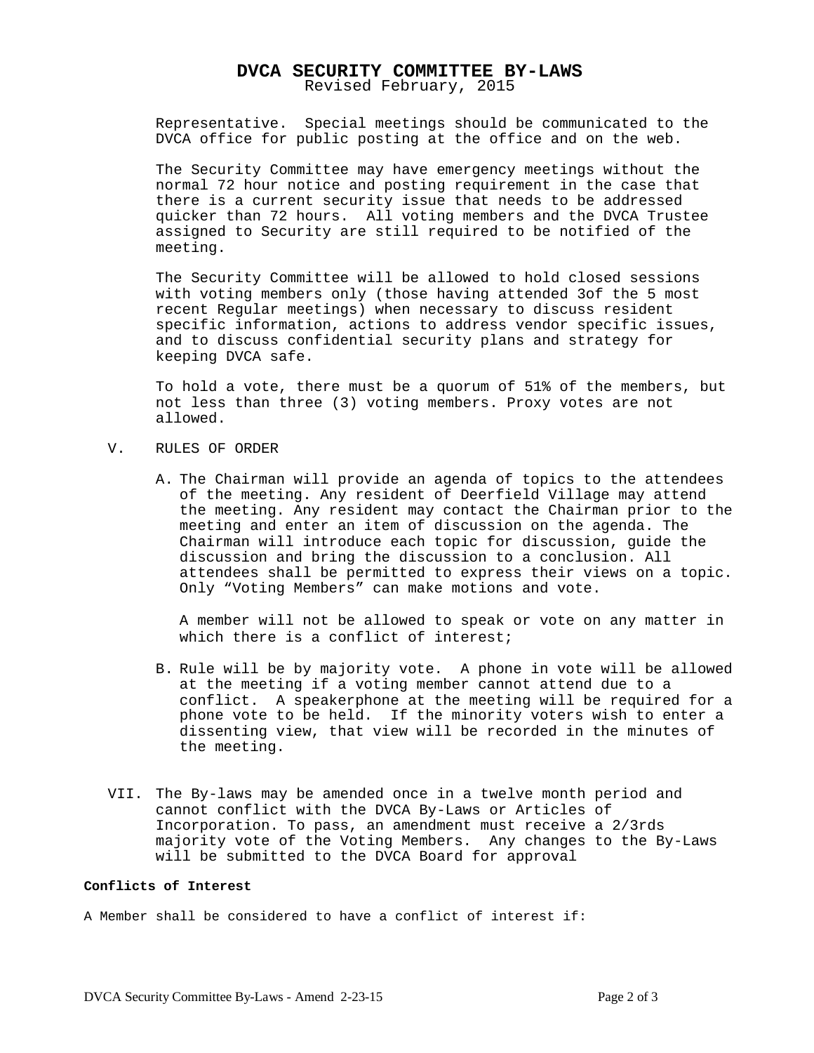# DVCA SECURITY COMMITTEE BY-LAWS

Revised February, 2015

Representative. Special meetings should be communicated to the DVCA office for public posting at the office and on the web.

The Security Committee may have emergency meetings without the normal 72 hour notice and posting requirement in the case that there is a current security issue that needs to be addressed quicker than 72 hours. All voting members and the DVCA Trustee assigned to Security are still required to be notified of the meeting.

The Security Committee will be allowed to hold closed sessions with voting members only (those having attended 3of the 5 most recent Regular meetings) when necessary to discuss resident specific information, actions to address vendor specific issues, and to discuss confidential security plans and strategy for keeping DVCA safe.

To hold a vote, there must be a quorum of 51% of the members, but not less than three (3) voting members. Proxy votes are not allowed.

V. RULES OF ORDER

A. The Chairman will provide an agenda of topics to the attendees of the meeting. Any resident of Deerfield Village may attend the meeting. Any resident may contact the Chairman prior to the meeting and enter an item of discussion on the agenda. The Chairman will introduce each topic for discussion, guide the discussion and bring the discussion to a conclusion. All attendees shall be permitted to express their views on a topic. Only “Voting Members” can make motions and vote.

   A member will not be allowed to speak or vote on any matter in which there is a conflict of interest;

B. Rule will be by majority vote. A phone in vote will be allowed at the meeting if a voting member cannot attend due to a conflict. A speakerphone at the meeting will be required for a phone vote to be held. If the minority voters wish to enter a dissenting view, that view will be recorded in the minutes of the meeting.

VII. The By-laws may be amended once in a twelve month period and cannot conflict with the DVCA By-Laws or Articles of Incorporation. To pass, an amendment must receive a 2/3rds majority vote of the Voting Members. Any changes to the By-Laws will be submitted to the DVCA Board for approval

**Conflicts of Interest**

A Member shall be considered to have a conflict of interest if: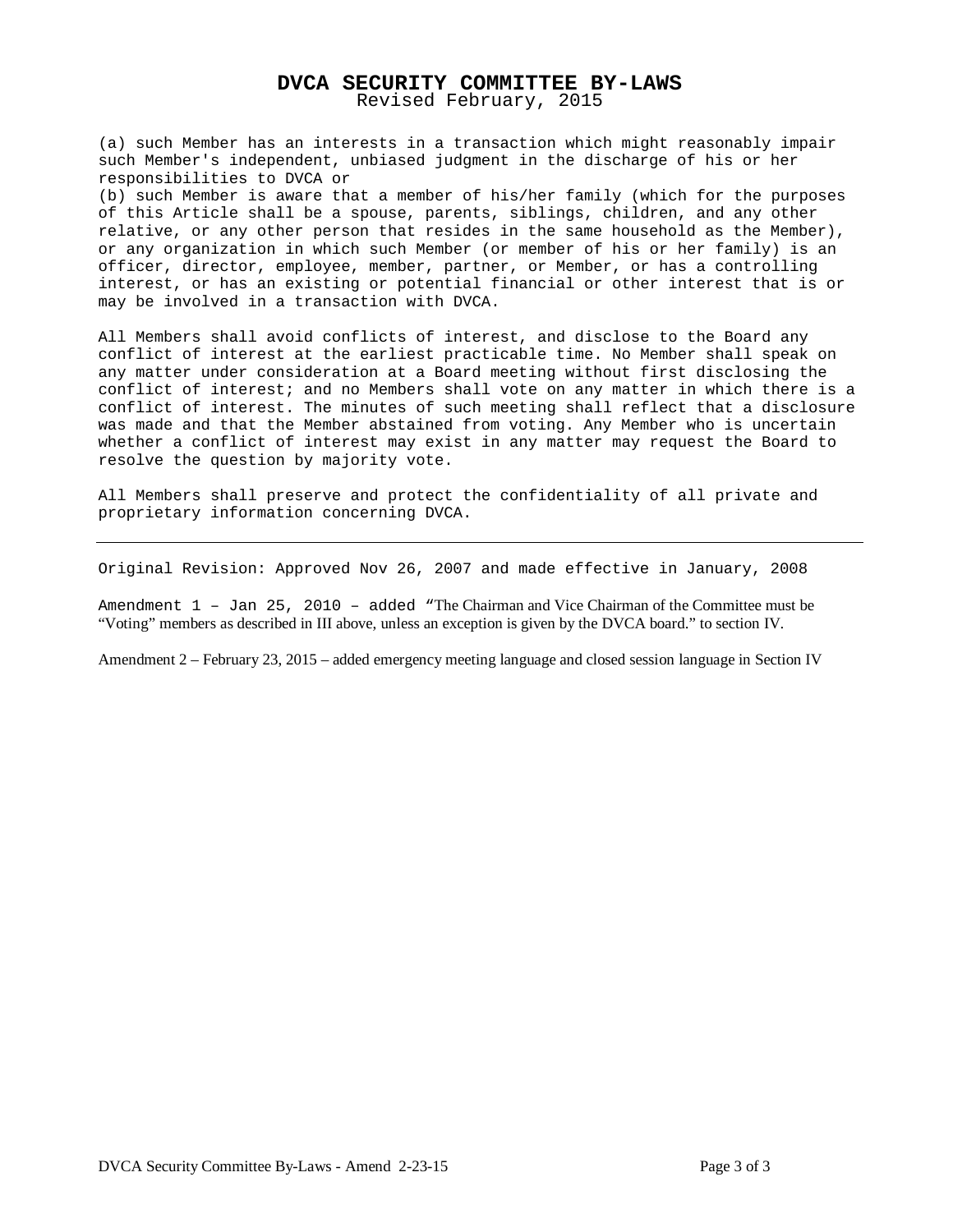(a) such Member has an interests in a transaction which might reasonably impair such Member's independent, unbiased judgment in the discharge of his or her responsibilities to DVCA or
(b) such Member is aware that a member of his/her family (which for the purposes of this Article shall be a spouse, parents, siblings, children, and any other relative, or any other person that resides in the same household as the Member), or any organization in which such Member (or member of his or her family) is an officer, director, employee, member, partner, or Member, or has a controlling interest, or has an existing or potential financial or other interest that is or may be involved in a transaction with DVCA.

All Members shall avoid conflicts of interest, and disclose to the Board any conflict of interest at the earliest practicable time. No Member shall speak on any matter under consideration at a Board meeting without first disclosing the conflict of interest; and no Members shall vote on any matter in which there is a conflict of interest. The minutes of such meeting shall reflect that a disclosure was made and that the Member abstained from voting. Any Member who is uncertain whether a conflict of interest may exist in any matter may request the Board to resolve the question by majority vote.

All Members shall preserve and protect the confidentiality of all private and proprietary information concerning DVCA.

---

Original Revision: Approved Nov 26, 2007 and made effective in January, 2008

Amendment 1 – Jan 25, 2010 – added "The Chairman and Vice Chairman of the Committee must be "Voting" members as described in III above, unless an exception is given by the DVCA board." to section IV.

Amendment 2 – February 23, 2015 – added emergency meeting language and closed session language in Section IV